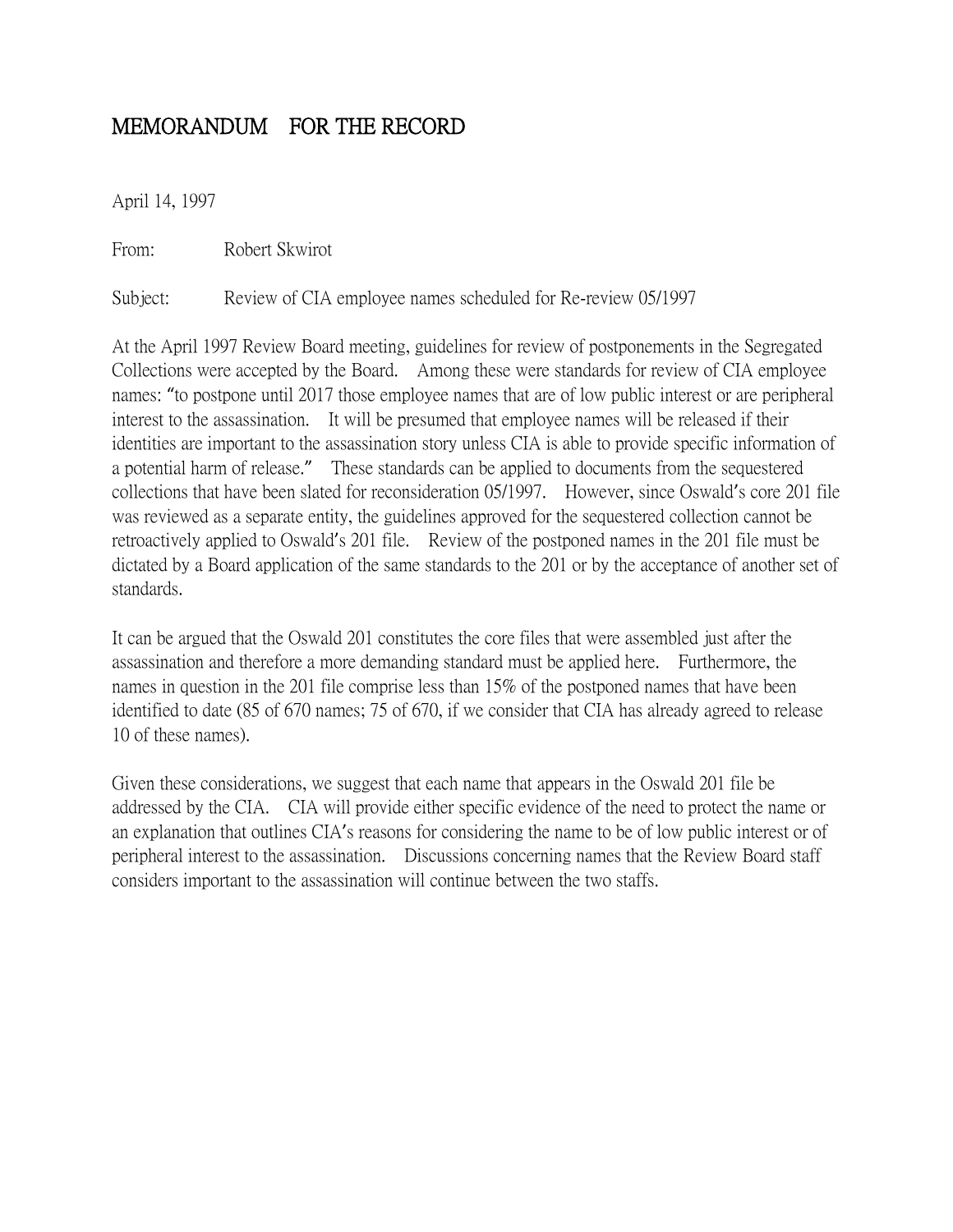# MEMORANDUM FOR THE RECORD

April 14, 1997

From: Robert Skwirot

Subject: Review of CIA employee names scheduled for Re-review 05/1997

At the April 1997 Review Board meeting, guidelines for review of postponements in the Segregated Collections were accepted by the Board. Among these were standards for review of CIA employee names: "to postpone until 2017 those employee names that are of low public interest or are peripheral interest to the assassination. It will be presumed that employee names will be released if their identities are important to the assassination story unless CIA is able to provide specific information of a potential harm of release." These standards can be applied to documents from the sequestered collections that have been slated for reconsideration 05/1997. However, since Oswald's core 201 file was reviewed as a separate entity, the guidelines approved for the sequestered collection cannot be retroactively applied to Oswald's 201 file. Review of the postponed names in the 201 file must be dictated by a Board application of the same standards to the 201 or by the acceptance of another set of standards.

It can be argued that the Oswald 201 constitutes the core files that were assembled just after the assassination and therefore a more demanding standard must be applied here. Furthermore, the names in question in the 201 file comprise less than 15% of the postponed names that have been identified to date (85 of 670 names; 75 of 670, if we consider that CIA has already agreed to release 10 of these names).

Given these considerations, we suggest that each name that appears in the Oswald 201 file be addressed by the CIA. CIA will provide either specific evidence of the need to protect the name or an explanation that outlines CIA's reasons for considering the name to be of low public interest or of peripheral interest to the assassination. Discussions concerning names that the Review Board staff considers important to the assassination will continue between the two staffs.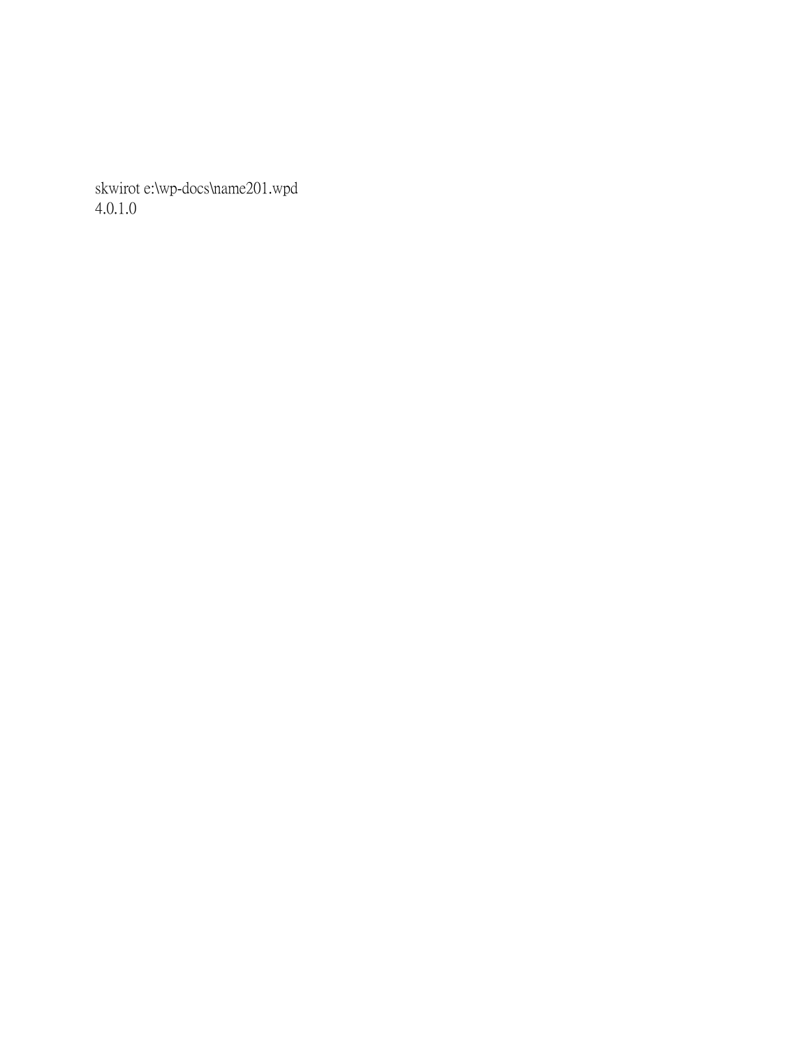skwirot e:\wp-docs\name201.wpd
4.0.1.0